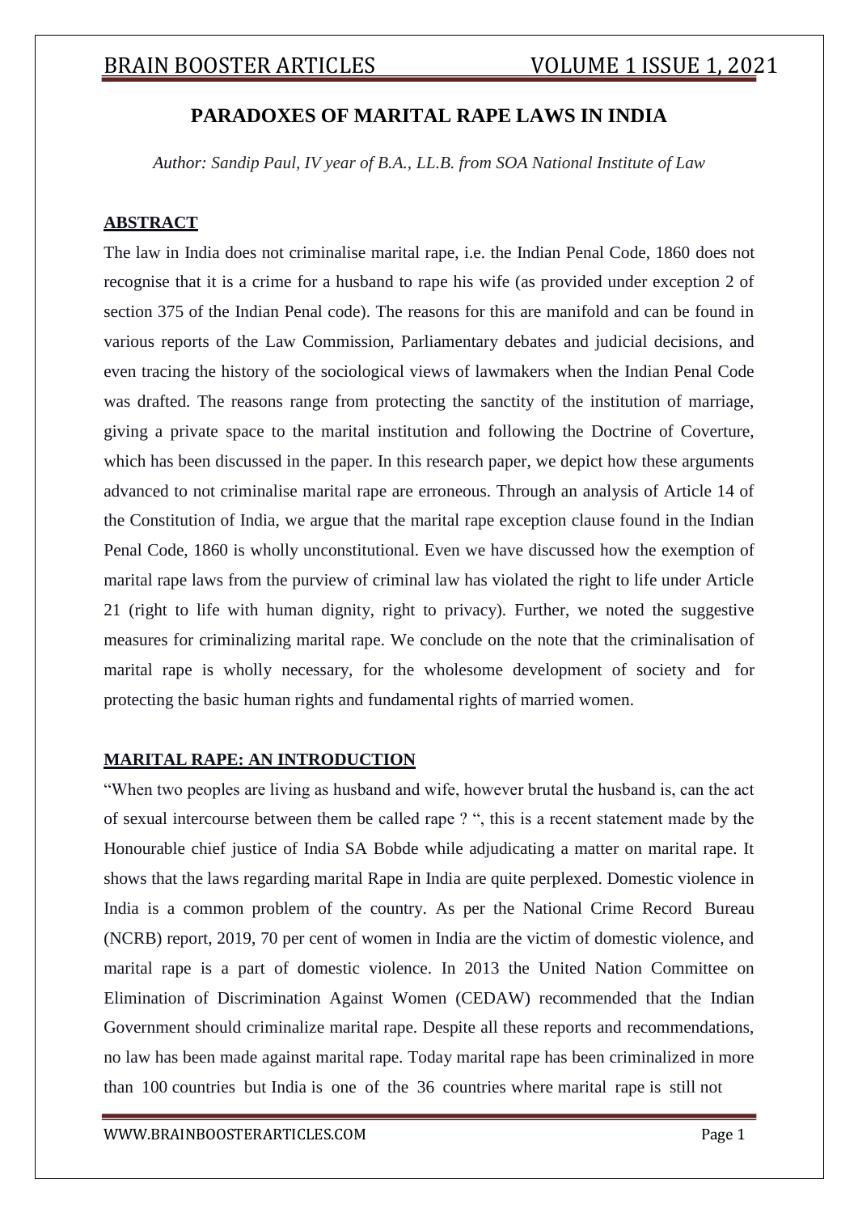# PARADOXES OF MARITAL RAPE LAWS IN INDIA

*Author: Sandip Paul, IV year of B.A., LL.B. from SOA National Institute of Law*

## ABSTRACT

The law in India does not criminalise marital rape, i.e. the Indian Penal Code, 1860 does not recognise that it is a crime for a husband to rape his wife (as provided under exception 2 of section 375 of the Indian Penal code). The reasons for this are manifold and can be found in various reports of the Law Commission, Parliamentary debates and judicial decisions, and even tracing the history of the sociological views of lawmakers when the Indian Penal Code was drafted. The reasons range from protecting the sanctity of the institution of marriage, giving a private space to the marital institution and following the Doctrine of Coverture, which has been discussed in the paper. In this research paper, we depict how these arguments advanced to not criminalise marital rape are erroneous. Through an analysis of Article 14 of the Constitution of India, we argue that the marital rape exception clause found in the Indian Penal Code, 1860 is wholly unconstitutional. Even we have discussed how the exemption of marital rape laws from the purview of criminal law has violated the right to life under Article 21 (right to life with human dignity, right to privacy). Further, we noted the suggestive measures for criminalizing marital rape. We conclude on the note that the criminalisation of marital rape is wholly necessary, for the wholesome development of society and for protecting the basic human rights and fundamental rights of married women.

## MARITAL RAPE: AN INTRODUCTION

"When two peoples are living as husband and wife, however brutal the husband is, can the act of sexual intercourse between them be called rape ? ", this is a recent statement made by the Honourable chief justice of India SA Bobde while adjudicating a matter on marital rape. It shows that the laws regarding marital Rape in India are quite perplexed. Domestic violence in India is a common problem of the country. As per the National Crime Record Bureau (NCRB) report, 2019, 70 per cent of women in India are the victim of domestic violence, and marital rape is a part of domestic violence. In 2013 the United Nation Committee on Elimination of Discrimination Against Women (CEDAW) recommended that the Indian Government should criminalize marital rape. Despite all these reports and recommendations, no law has been made against marital rape. Today marital rape has been criminalized in more than 100 countries but India is one of the 36 countries where marital rape is still not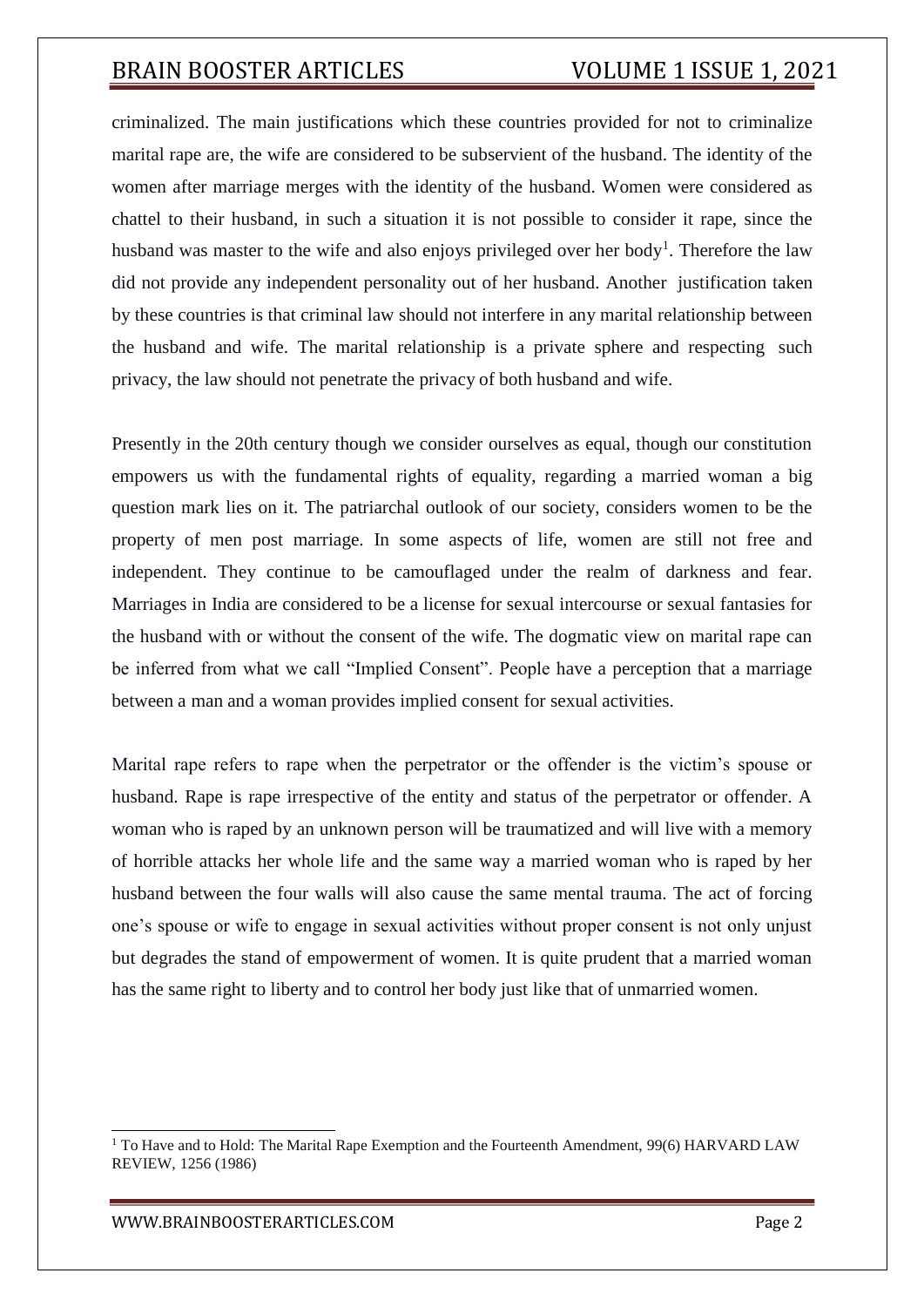criminalized. The main justifications which these countries provided for not to criminalize marital rape are, the wife are considered to be subservient of the husband. The identity of the women after marriage merges with the identity of the husband. Women were considered as chattel to their husband, in such a situation it is not possible to consider it rape, since the husband was master to the wife and also enjoys privileged over her body[1]. Therefore the law did not provide any independent personality out of her husband. Another justification taken by these countries is that criminal law should not interfere in any marital relationship between the husband and wife. The marital relationship is a private sphere and respecting such privacy, the law should not penetrate the privacy of both husband and wife.

Presently in the 20th century though we consider ourselves as equal, though our constitution empowers us with the fundamental rights of equality, regarding a married woman a big question mark lies on it. The patriarchal outlook of our society, considers women to be the property of men post marriage. In some aspects of life, women are still not free and independent. They continue to be camouflaged under the realm of darkness and fear. Marriages in India are considered to be a license for sexual intercourse or sexual fantasies for the husband with or without the consent of the wife. The dogmatic view on marital rape can be inferred from what we call "Implied Consent". People have a perception that a marriage between a man and a woman provides implied consent for sexual activities.

Marital rape refers to rape when the perpetrator or the offender is the victim's spouse or husband. Rape is rape irrespective of the entity and status of the perpetrator or offender. A woman who is raped by an unknown person will be traumatized and will live with a memory of horrible attacks her whole life and the same way a married woman who is raped by her husband between the four walls will also cause the same mental trauma. The act of forcing one's spouse or wife to engage in sexual activities without proper consent is not only unjust but degrades the stand of empowerment of women. It is quite prudent that a married woman has the same right to liberty and to control her body just like that of unmarried women.

---

[1] To Have and to Hold: The Marital Rape Exemption and the Fourteenth Amendment, 99(6) HARVARD LAW REVIEW, 1256 (1986)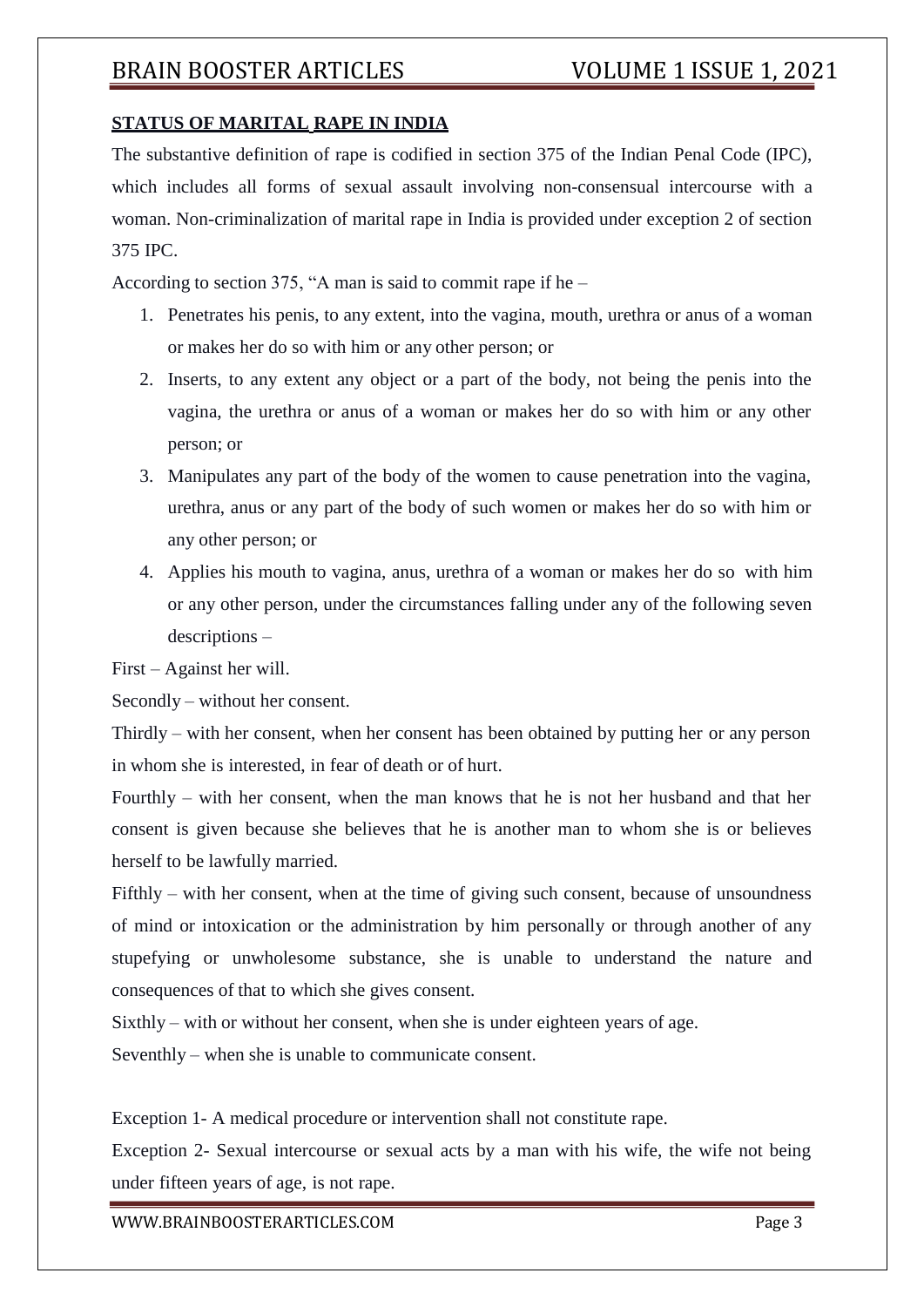## STATUS OF MARITAL RAPE IN INDIA

The substantive definition of rape is codified in section 375 of the Indian Penal Code (IPC), which includes all forms of sexual assault involving non-consensual intercourse with a woman. Non-criminalization of marital rape in India is provided under exception 2 of section 375 IPC.

According to section 375, "A man is said to commit rape if he –

1. Penetrates his penis, to any extent, into the vagina, mouth, urethra or anus of a woman or makes her do so with him or any other person; or
2. Inserts, to any extent any object or a part of the body, not being the penis into the vagina, the urethra or anus of a woman or makes her do so with him or any other person; or
3. Manipulates any part of the body of the women to cause penetration into the vagina, urethra, anus or any part of the body of such women or makes her do so with him or any other person; or
4. Applies his mouth to vagina, anus, urethra of a woman or makes her do so with him or any other person, under the circumstances falling under any of the following seven descriptions –

First – Against her will.

Secondly – without her consent.

Thirdly – with her consent, when her consent has been obtained by putting her or any person in whom she is interested, in fear of death or of hurt.

Fourthly – with her consent, when the man knows that he is not her husband and that her consent is given because she believes that he is another man to whom she is or believes herself to be lawfully married.

Fifthly – with her consent, when at the time of giving such consent, because of unsoundness of mind or intoxication or the administration by him personally or through another of any stupefying or unwholesome substance, she is unable to understand the nature and consequences of that to which she gives consent.

Sixthly – with or without her consent, when she is under eighteen years of age.

Seventhly – when she is unable to communicate consent.

Exception 1- A medical procedure or intervention shall not constitute rape.

Exception 2- Sexual intercourse or sexual acts by a man with his wife, the wife not being under fifteen years of age, is not rape.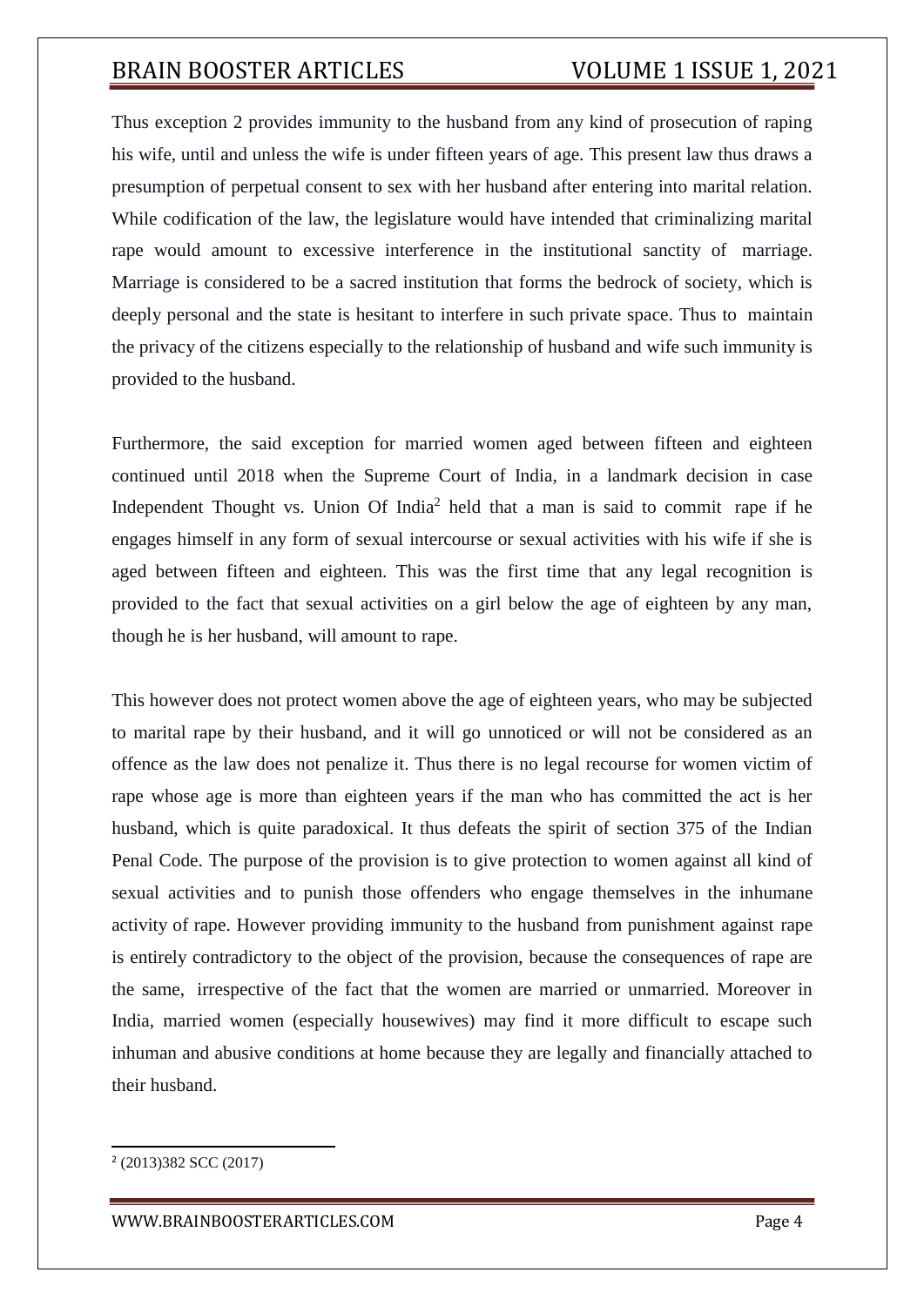Thus exception 2 provides immunity to the husband from any kind of prosecution of raping his wife, until and unless the wife is under fifteen years of age. This present law thus draws a presumption of perpetual consent to sex with her husband after entering into marital relation. While codification of the law, the legislature would have intended that criminalizing marital rape would amount to excessive interference in the institutional sanctity of marriage. Marriage is considered to be a sacred institution that forms the bedrock of society, which is deeply personal and the state is hesitant to interfere in such private space. Thus to maintain the privacy of the citizens especially to the relationship of husband and wife such immunity is provided to the husband.

Furthermore, the said exception for married women aged between fifteen and eighteen continued until 2018 when the Supreme Court of India, in a landmark decision in case Independent Thought vs. Union Of India[2] held that a man is said to commit rape if he engages himself in any form of sexual intercourse or sexual activities with his wife if she is aged between fifteen and eighteen. This was the first time that any legal recognition is provided to the fact that sexual activities on a girl below the age of eighteen by any man, though he is her husband, will amount to rape.

This however does not protect women above the age of eighteen years, who may be subjected to marital rape by their husband, and it will go unnoticed or will not be considered as an offence as the law does not penalize it. Thus there is no legal recourse for women victim of rape whose age is more than eighteen years if the man who has committed the act is her husband, which is quite paradoxical. It thus defeats the spirit of section 375 of the Indian Penal Code. The purpose of the provision is to give protection to women against all kind of sexual activities and to punish those offenders who engage themselves in the inhumane activity of rape. However providing immunity to the husband from punishment against rape is entirely contradictory to the object of the provision, because the consequences of rape are the same, irrespective of the fact that the women are married or unmarried. Moreover in India, married women (especially housewives) may find it more difficult to escape such inhuman and abusive conditions at home because they are legally and financially attached to their husband.

---

[2] (2013)382 SCC (2017)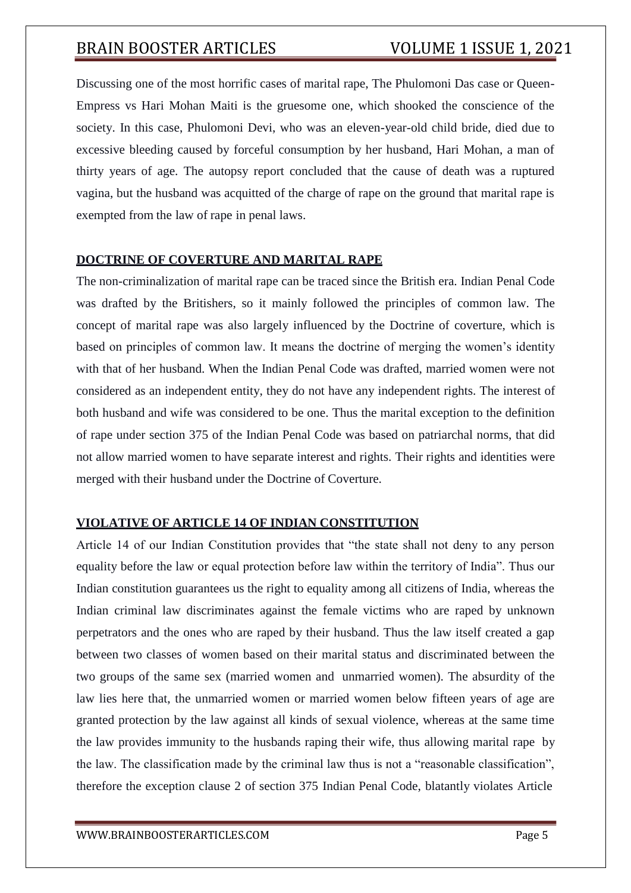Discussing one of the most horrific cases of marital rape, The Phulomoni Das case or Queen-Empress vs Hari Mohan Maiti is the gruesome one, which shooked the conscience of the society. In this case, Phulomoni Devi, who was an eleven-year-old child bride, died due to excessive bleeding caused by forceful consumption by her husband, Hari Mohan, a man of thirty years of age. The autopsy report concluded that the cause of death was a ruptured vagina, but the husband was acquitted of the charge of rape on the ground that marital rape is exempted from the law of rape in penal laws.

## DOCTRINE OF COVERTURE AND MARITAL RAPE

The non-criminalization of marital rape can be traced since the British era. Indian Penal Code was drafted by the Britishers, so it mainly followed the principles of common law. The concept of marital rape was also largely influenced by the Doctrine of coverture, which is based on principles of common law. It means the doctrine of merging the women's identity with that of her husband. When the Indian Penal Code was drafted, married women were not considered as an independent entity, they do not have any independent rights. The interest of both husband and wife was considered to be one. Thus the marital exception to the definition of rape under section 375 of the Indian Penal Code was based on patriarchal norms, that did not allow married women to have separate interest and rights. Their rights and identities were merged with their husband under the Doctrine of Coverture.

## VIOLATIVE OF ARTICLE 14 OF INDIAN CONSTITUTION

Article 14 of our Indian Constitution provides that "the state shall not deny to any person equality before the law or equal protection before law within the territory of India". Thus our Indian constitution guarantees us the right to equality among all citizens of India, whereas the Indian criminal law discriminates against the female victims who are raped by unknown perpetrators and the ones who are raped by their husband. Thus the law itself created a gap between two classes of women based on their marital status and discriminated between the two groups of the same sex (married women and unmarried women). The absurdity of the law lies here that, the unmarried women or married women below fifteen years of age are granted protection by the law against all kinds of sexual violence, whereas at the same time the law provides immunity to the husbands raping their wife, thus allowing marital rape by the law. The classification made by the criminal law thus is not a "reasonable classification", therefore the exception clause 2 of section 375 Indian Penal Code, blatantly violates Article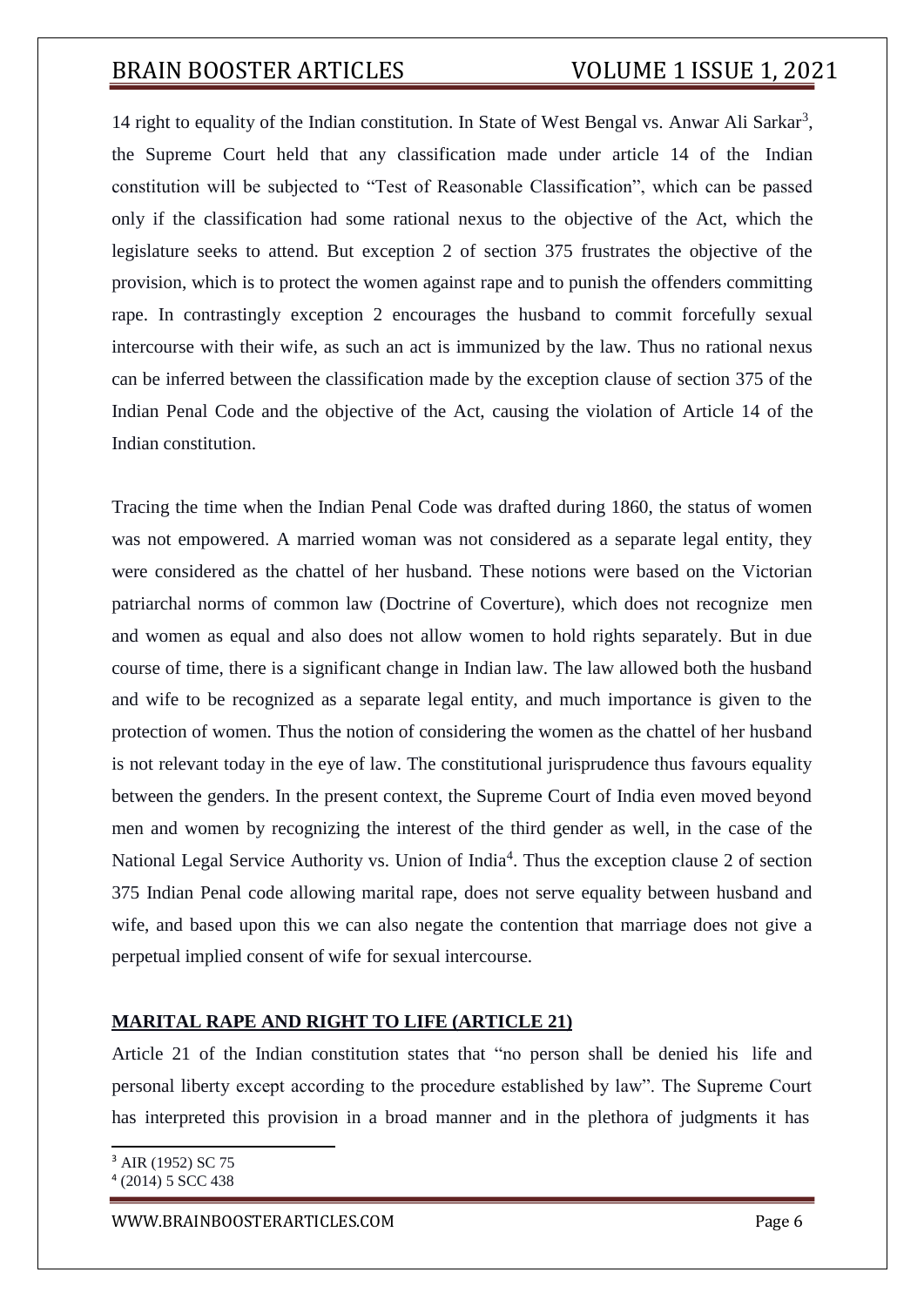14 right to equality of the Indian constitution. In State of West Bengal vs. Anwar Ali Sarkar[3], the Supreme Court held that any classification made under article 14 of the Indian constitution will be subjected to "Test of Reasonable Classification", which can be passed only if the classification had some rational nexus to the objective of the Act, which the legislature seeks to attend. But exception 2 of section 375 frustrates the objective of the provision, which is to protect the women against rape and to punish the offenders committing rape. In contrastingly exception 2 encourages the husband to commit forcefully sexual intercourse with their wife, as such an act is immunized by the law. Thus no rational nexus can be inferred between the classification made by the exception clause of section 375 of the Indian Penal Code and the objective of the Act, causing the violation of Article 14 of the Indian constitution.

Tracing the time when the Indian Penal Code was drafted during 1860, the status of women was not empowered. A married woman was not considered as a separate legal entity, they were considered as the chattel of her husband. These notions were based on the Victorian patriarchal norms of common law (Doctrine of Coverture), which does not recognize men and women as equal and also does not allow women to hold rights separately. But in due course of time, there is a significant change in Indian law. The law allowed both the husband and wife to be recognized as a separate legal entity, and much importance is given to the protection of women. Thus the notion of considering the women as the chattel of her husband is not relevant today in the eye of law. The constitutional jurisprudence thus favours equality between the genders. In the present context, the Supreme Court of India even moved beyond men and women by recognizing the interest of the third gender as well, in the case of the National Legal Service Authority vs. Union of India[4]. Thus the exception clause 2 of section 375 Indian Penal code allowing marital rape, does not serve equality between husband and wife, and based upon this we can also negate the contention that marriage does not give a perpetual implied consent of wife for sexual intercourse.

## MARITAL RAPE AND RIGHT TO LIFE (ARTICLE 21)

Article 21 of the Indian constitution states that "no person shall be denied his life and personal liberty except according to the procedure established by law". The Supreme Court has interpreted this provision in a broad manner and in the plethora of judgments it has

[3] AIR (1952) SC 75

[4] (2014) 5 SCC 438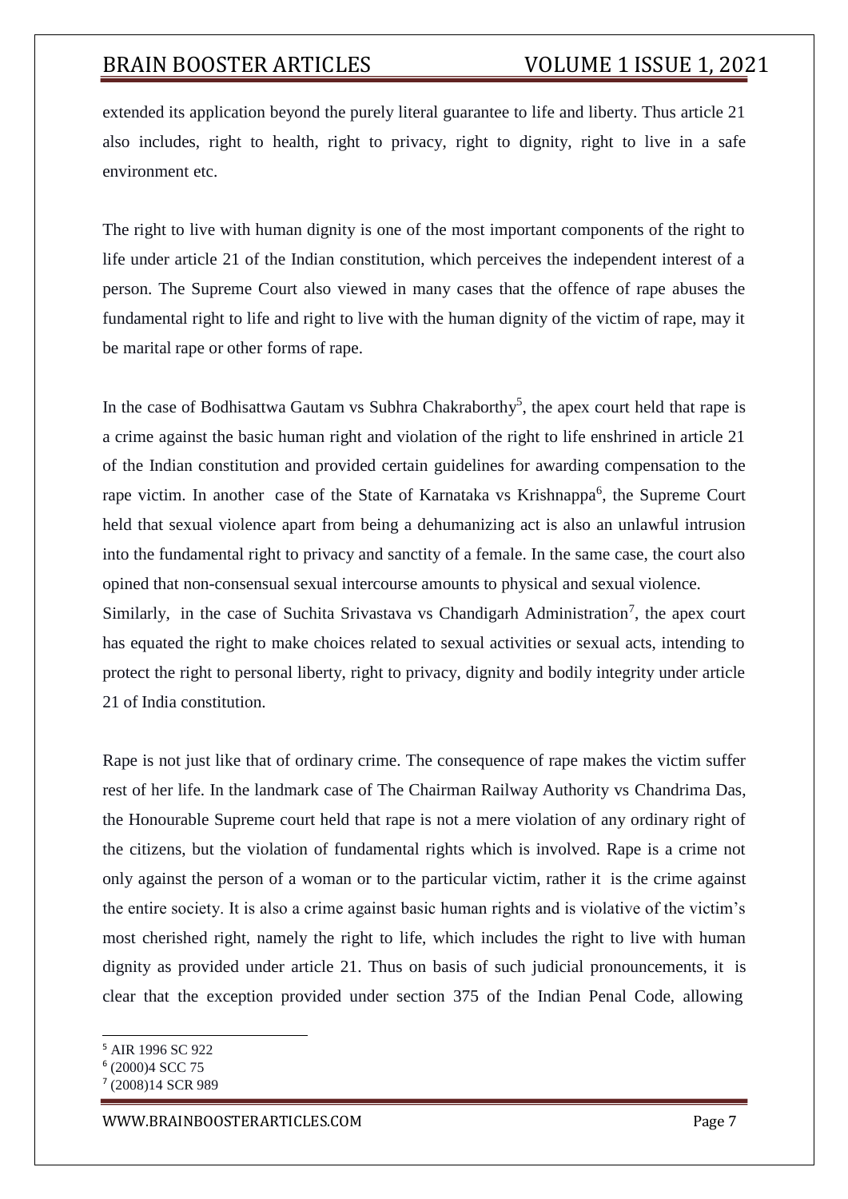extended its application beyond the purely literal guarantee to life and liberty. Thus article 21 also includes, right to health, right to privacy, right to dignity, right to live in a safe environment etc.

The right to live with human dignity is one of the most important components of the right to life under article 21 of the Indian constitution, which perceives the independent interest of a person. The Supreme Court also viewed in many cases that the offence of rape abuses the fundamental right to life and right to live with the human dignity of the victim of rape, may it be marital rape or other forms of rape.

In the case of Bodhisattwa Gautam vs Subhra Chakraborthy[5], the apex court held that rape is a crime against the basic human right and violation of the right to life enshrined in article 21 of the Indian constitution and provided certain guidelines for awarding compensation to the rape victim. In another case of the State of Karnataka vs Krishnappa[6], the Supreme Court held that sexual violence apart from being a dehumanizing act is also an unlawful intrusion into the fundamental right to privacy and sanctity of a female. In the same case, the court also opined that non-consensual sexual intercourse amounts to physical and sexual violence.
Similarly, in the case of Suchita Srivastava vs Chandigarh Administration[7], the apex court has equated the right to make choices related to sexual activities or sexual acts, intending to protect the right to personal liberty, right to privacy, dignity and bodily integrity under article 21 of India constitution.

Rape is not just like that of ordinary crime. The consequence of rape makes the victim suffer rest of her life. In the landmark case of The Chairman Railway Authority vs Chandrima Das, the Honourable Supreme court held that rape is not a mere violation of any ordinary right of the citizens, but the violation of fundamental rights which is involved. Rape is a crime not only against the person of a woman or to the particular victim, rather it is the crime against the entire society. It is also a crime against basic human rights and is violative of the victim's most cherished right, namely the right to life, which includes the right to live with human dignity as provided under article 21. Thus on basis of such judicial pronouncements, it is clear that the exception provided under section 375 of the Indian Penal Code, allowing

---

[5] AIR 1996 SC 922
[6] (2000)4 SCC 75
[7] (2008)14 SCR 989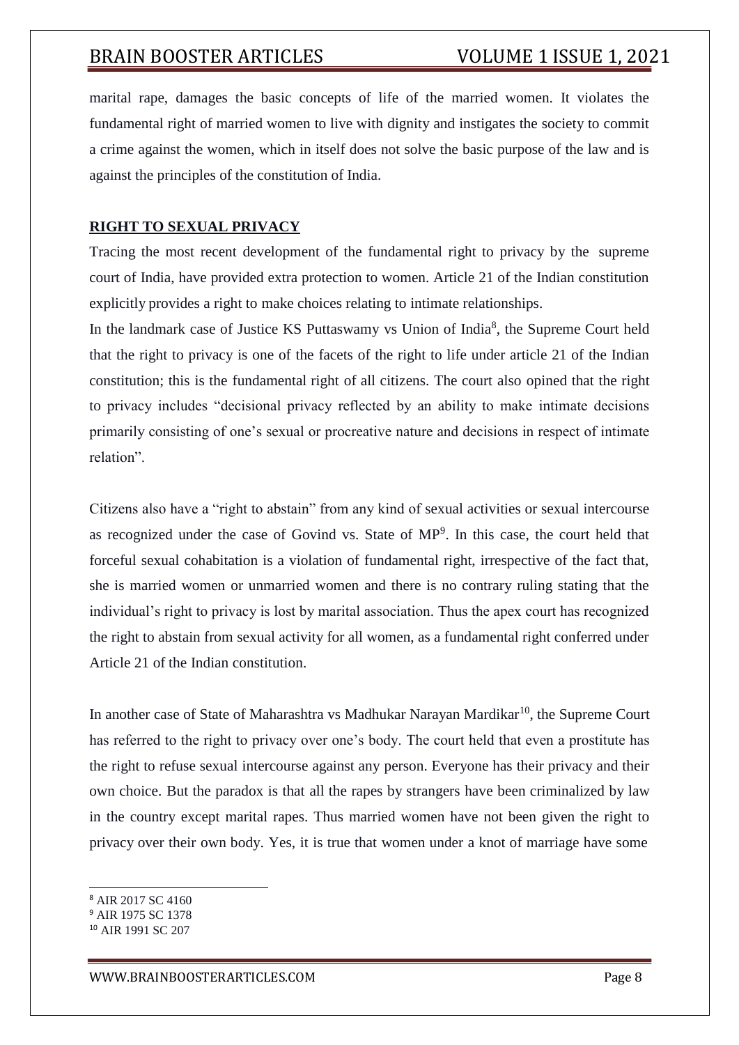marital rape, damages the basic concepts of life of the married women. It violates the fundamental right of married women to live with dignity and instigates the society to commit a crime against the women, which in itself does not solve the basic purpose of the law and is against the principles of the constitution of India.

## RIGHT TO SEXUAL PRIVACY

Tracing the most recent development of the fundamental right to privacy by the supreme court of India, have provided extra protection to women. Article 21 of the Indian constitution explicitly provides a right to make choices relating to intimate relationships.

In the landmark case of Justice KS Puttaswamy vs Union of India[8], the Supreme Court held that the right to privacy is one of the facets of the right to life under article 21 of the Indian constitution; this is the fundamental right of all citizens. The court also opined that the right to privacy includes "decisional privacy reflected by an ability to make intimate decisions primarily consisting of one's sexual or procreative nature and decisions in respect of intimate relation".

Citizens also have a "right to abstain" from any kind of sexual activities or sexual intercourse as recognized under the case of Govind vs. State of MP[9]. In this case, the court held that forceful sexual cohabitation is a violation of fundamental right, irrespective of the fact that, she is married women or unmarried women and there is no contrary ruling stating that the individual's right to privacy is lost by marital association. Thus the apex court has recognized the right to abstain from sexual activity for all women, as a fundamental right conferred under Article 21 of the Indian constitution.

In another case of State of Maharashtra vs Madhukar Narayan Mardikar[10], the Supreme Court has referred to the right to privacy over one's body. The court held that even a prostitute has the right to refuse sexual intercourse against any person. Everyone has their privacy and their own choice. But the paradox is that all the rapes by strangers have been criminalized by law in the country except marital rapes. Thus married women have not been given the right to privacy over their own body. Yes, it is true that women under a knot of marriage have some

---

[8] AIR 2017 SC 4160

[9] AIR 1975 SC 1378

[10] AIR 1991 SC 207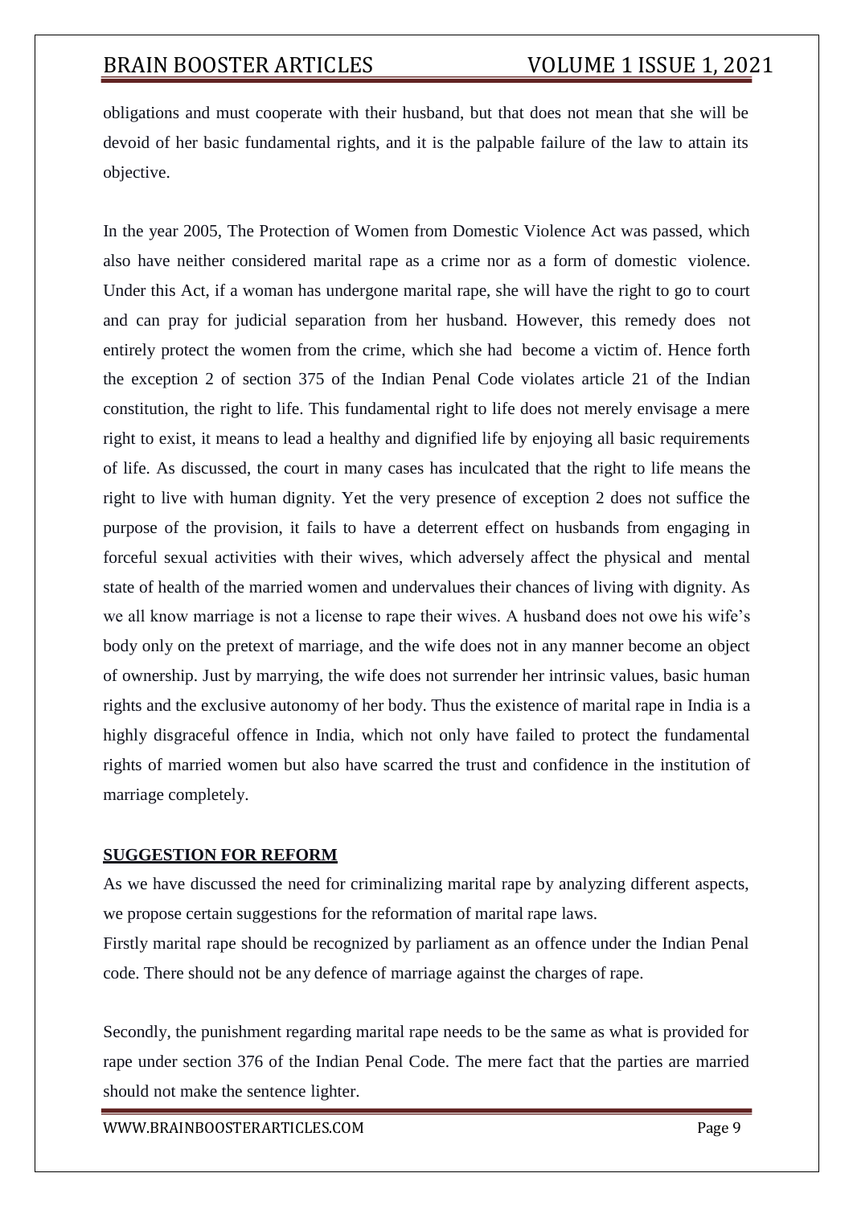obligations and must cooperate with their husband, but that does not mean that she will be devoid of her basic fundamental rights, and it is the palpable failure of the law to attain its objective.

In the year 2005, The Protection of Women from Domestic Violence Act was passed, which also have neither considered marital rape as a crime nor as a form of domestic violence. Under this Act, if a woman has undergone marital rape, she will have the right to go to court and can pray for judicial separation from her husband. However, this remedy does not entirely protect the women from the crime, which she had become a victim of. Hence forth the exception 2 of section 375 of the Indian Penal Code violates article 21 of the Indian constitution, the right to life. This fundamental right to life does not merely envisage a mere right to exist, it means to lead a healthy and dignified life by enjoying all basic requirements of life. As discussed, the court in many cases has inculcated that the right to life means the right to live with human dignity. Yet the very presence of exception 2 does not suffice the purpose of the provision, it fails to have a deterrent effect on husbands from engaging in forceful sexual activities with their wives, which adversely affect the physical and mental state of health of the married women and undervalues their chances of living with dignity. As we all know marriage is not a license to rape their wives. A husband does not owe his wife's body only on the pretext of marriage, and the wife does not in any manner become an object of ownership. Just by marrying, the wife does not surrender her intrinsic values, basic human rights and the exclusive autonomy of her body. Thus the existence of marital rape in India is a highly disgraceful offence in India, which not only have failed to protect the fundamental rights of married women but also have scarred the trust and confidence in the institution of marriage completely.

## SUGGESTION FOR REFORM

As we have discussed the need for criminalizing marital rape by analyzing different aspects, we propose certain suggestions for the reformation of marital rape laws.

Firstly marital rape should be recognized by parliament as an offence under the Indian Penal code. There should not be any defence of marriage against the charges of rape.

Secondly, the punishment regarding marital rape needs to be the same as what is provided for rape under section 376 of the Indian Penal Code. The mere fact that the parties are married should not make the sentence lighter.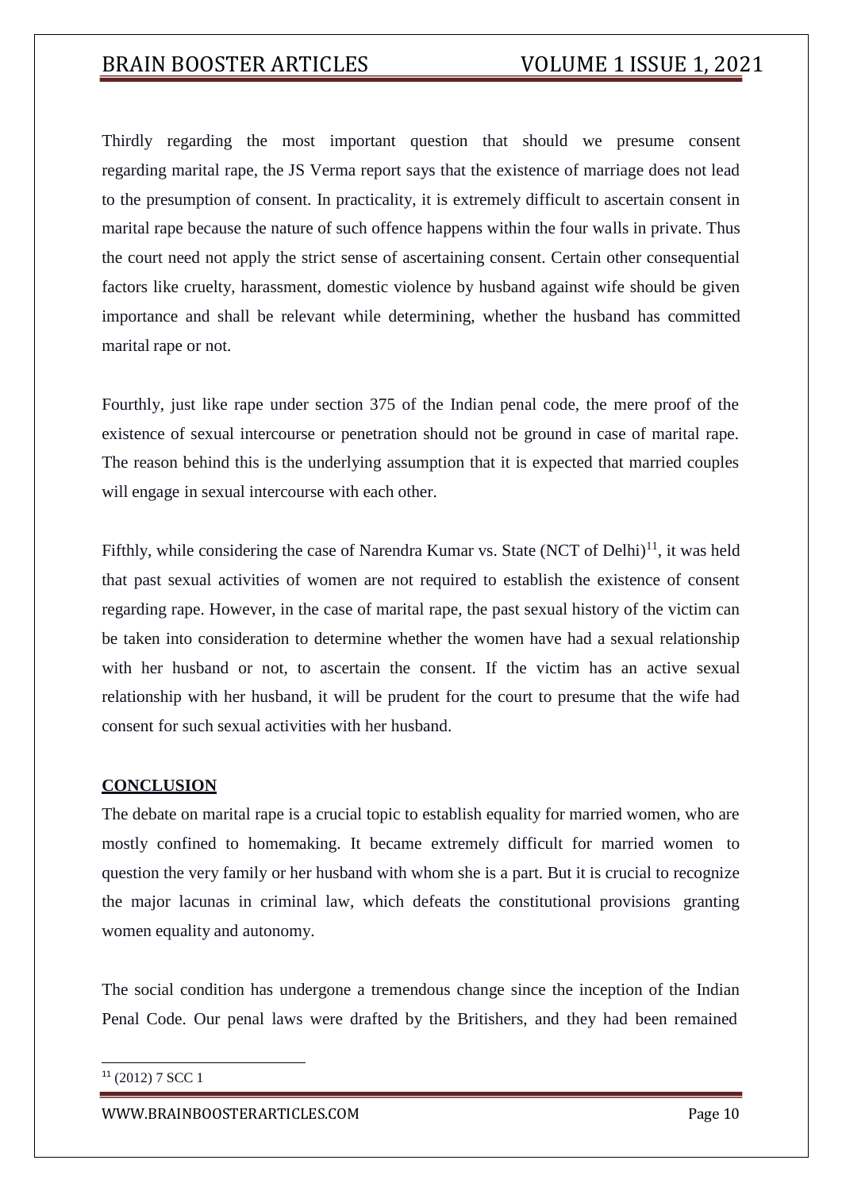Thirdly regarding the most important question that should we presume consent regarding marital rape, the JS Verma report says that the existence of marriage does not lead to the presumption of consent. In practicality, it is extremely difficult to ascertain consent in marital rape because the nature of such offence happens within the four walls in private. Thus the court need not apply the strict sense of ascertaining consent. Certain other consequential factors like cruelty, harassment, domestic violence by husband against wife should be given importance and shall be relevant while determining, whether the husband has committed marital rape or not.

Fourthly, just like rape under section 375 of the Indian penal code, the mere proof of the existence of sexual intercourse or penetration should not be ground in case of marital rape. The reason behind this is the underlying assumption that it is expected that married couples will engage in sexual intercourse with each other.

Fifthly, while considering the case of Narendra Kumar vs. State (NCT of Delhi)[11], it was held that past sexual activities of women are not required to establish the existence of consent regarding rape. However, in the case of marital rape, the past sexual history of the victim can be taken into consideration to determine whether the women have had a sexual relationship with her husband or not, to ascertain the consent. If the victim has an active sexual relationship with her husband, it will be prudent for the court to presume that the wife had consent for such sexual activities with her husband.

## CONCLUSION

The debate on marital rape is a crucial topic to establish equality for married women, who are mostly confined to homemaking. It became extremely difficult for married women to question the very family or her husband with whom she is a part. But it is crucial to recognize the major lacunas in criminal law, which defeats the constitutional provisions granting women equality and autonomy.

The social condition has undergone a tremendous change since the inception of the Indian Penal Code. Our penal laws were drafted by the Britishers, and they had been remained

[11] (2012) 7 SCC 1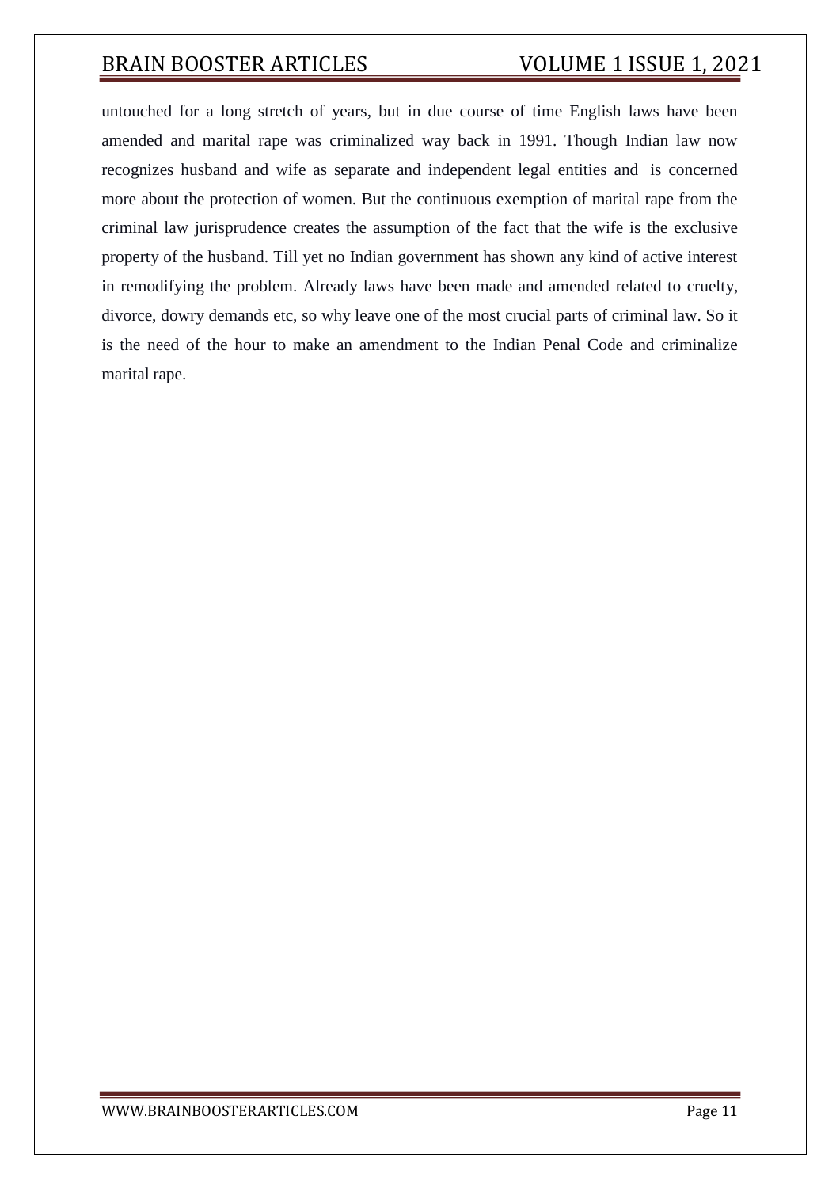untouched for a long stretch of years, but in due course of time English laws have been amended and marital rape was criminalized way back in 1991. Though Indian law now recognizes husband and wife as separate and independent legal entities and is concerned more about the protection of women. But the continuous exemption of marital rape from the criminal law jurisprudence creates the assumption of the fact that the wife is the exclusive property of the husband. Till yet no Indian government has shown any kind of active interest in remodifying the problem. Already laws have been made and amended related to cruelty, divorce, dowry demands etc, so why leave one of the most crucial parts of criminal law. So it is the need of the hour to make an amendment to the Indian Penal Code and criminalize marital rape.